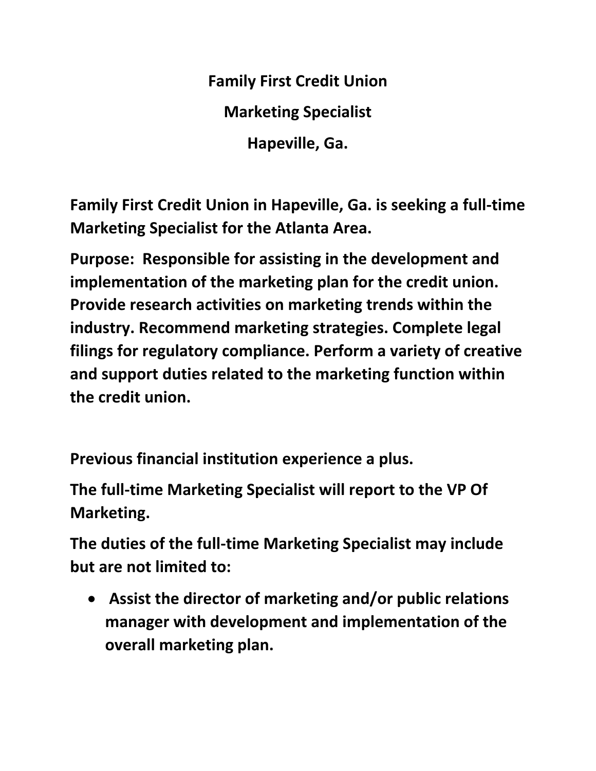# Family First Credit Union

## Marketing Specialist

## Hapeville, Ga.

**Family First Credit Union in Hapeville, Ga. is seeking a full-time Marketing Specialist for the Atlanta Area.**

**Purpose: Responsible for assisting in the development and implementation of the marketing plan for the credit union. Provide research activities on marketing trends within the industry. Recommend marketing strategies. Complete legal filings for regulatory compliance. Perform a variety of creative and support duties related to the marketing function within the credit union.**

**Previous financial institution experience a plus.**

**The full-time Marketing Specialist will report to the VP Of Marketing.**

**The duties of the full-time Marketing Specialist may include but are not limited to:**

- **Assist the director of marketing and/or public relations manager with development and implementation of the overall marketing plan.**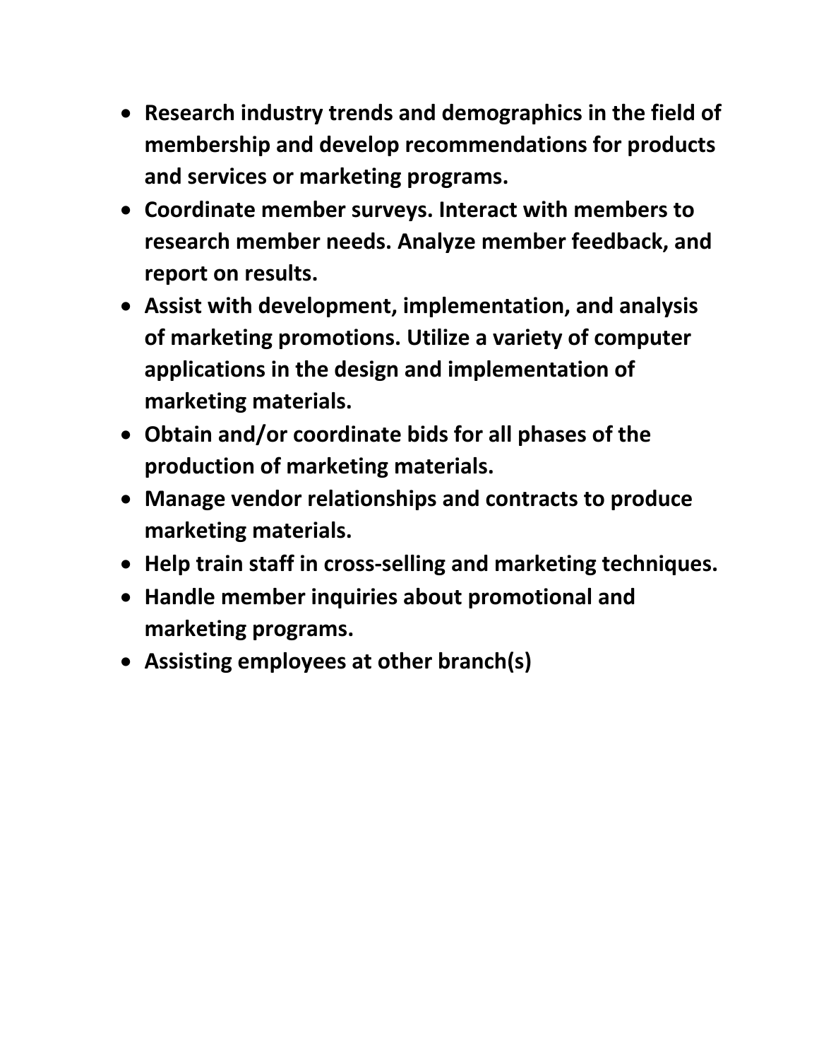- **Research industry trends and demographics in the field of membership and develop recommendations for products and services or marketing programs.**
- **Coordinate member surveys. Interact with members to research member needs. Analyze member feedback, and report on results.**
- **Assist with development, implementation, and analysis of marketing promotions. Utilize a variety of computer applications in the design and implementation of marketing materials.**
- **Obtain and/or coordinate bids for all phases of the production of marketing materials.**
- **Manage vendor relationships and contracts to produce marketing materials.**
- **Help train staff in cross-selling and marketing techniques.**
- **Handle member inquiries about promotional and marketing programs.**
- **Assisting employees at other branch(s)**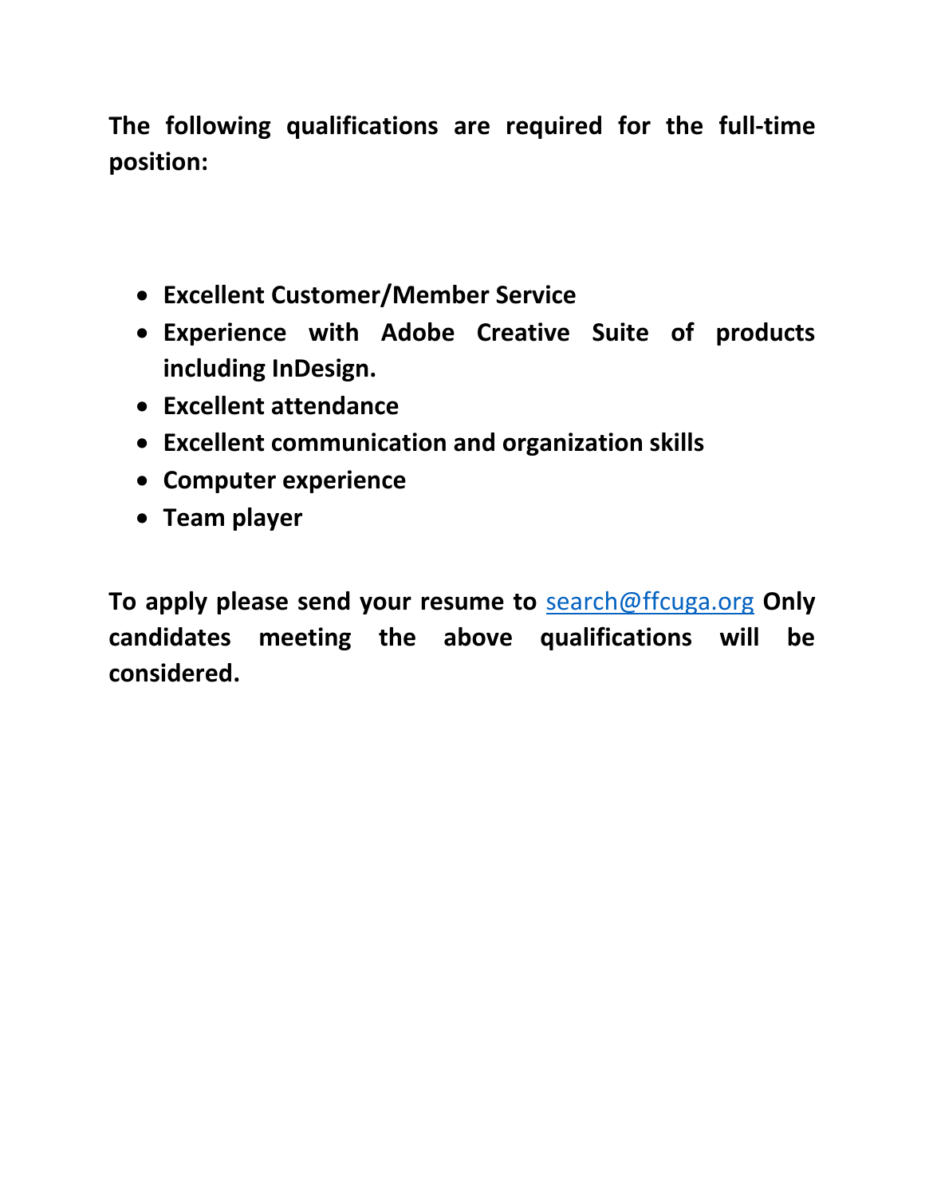**The following qualifications are required for the full-time position:**

- **Excellent Customer/Member Service**
- **Experience with Adobe Creative Suite of products including InDesign.**
- **Excellent attendance**
- **Excellent communication and organization skills**
- **Computer experience**
- **Team player**

**To apply please send your resume to** search@ffcuga.org **Only candidates meeting the above qualifications will be considered.**